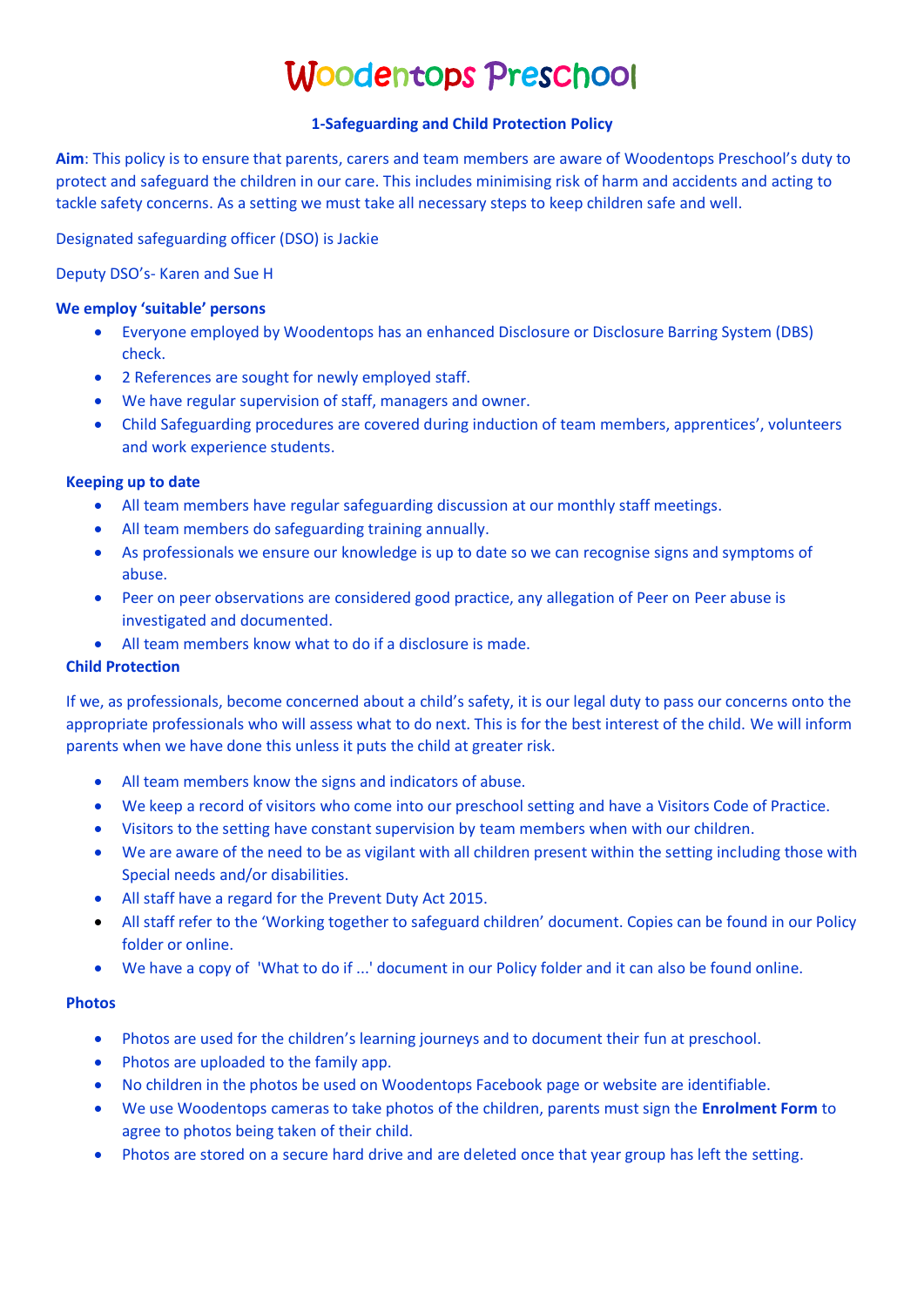# Woodentops Preschool

## 1-Safeguarding and Child Protection Policy

**Aim**: This policy is to ensure that parents, carers and team members are aware of Woodentops Preschool's duty to protect and safeguard the children in our care. This includes minimising risk of harm and accidents and acting to tackle safety concerns. As a setting we must take all necessary steps to keep children safe and well.

Designated safeguarding officer (DSO) is Jackie

Deputy DSO's- Karen and Sue H

### We employ 'suitable' persons

- Everyone employed by Woodentops has an enhanced Disclosure or Disclosure Barring System (DBS) check.
- 2 References are sought for newly employed staff.
- We have regular supervision of staff, managers and owner.
- Child Safeguarding procedures are covered during induction of team members, apprentices', volunteers and work experience students.

### Keeping up to date

- All team members have regular safeguarding discussion at our monthly staff meetings.
- All team members do safeguarding training annually.
- As professionals we ensure our knowledge is up to date so we can recognise signs and symptoms of abuse.
- Peer on peer observations are considered good practice, any allegation of Peer on Peer abuse is investigated and documented.
- All team members know what to do if a disclosure is made.

### Child Protection

If we, as professionals, become concerned about a child's safety, it is our legal duty to pass our concerns onto the appropriate professionals who will assess what to do next. This is for the best interest of the child. We will inform parents when we have done this unless it puts the child at greater risk.

- All team members know the signs and indicators of abuse.
- We keep a record of visitors who come into our preschool setting and have a Visitors Code of Practice.
- Visitors to the setting have constant supervision by team members when with our children.
- We are aware of the need to be as vigilant with all children present within the setting including those with Special needs and/or disabilities.
- All staff have a regard for the Prevent Duty Act 2015.
- All staff refer to the 'Working together to safeguard children' document. Copies can be found in our Policy folder or online.
- We have a copy of 'What to do if ...' document in our Policy folder and it can also be found online.

### Photos

- Photos are used for the children's learning journeys and to document their fun at preschool.
- Photos are uploaded to the family app.
- No children in the photos be used on Woodentops Facebook page or website are identifiable.
- We use Woodentops cameras to take photos of the children, parents must sign the **Enrolment Form** to agree to photos being taken of their child.
- Photos are stored on a secure hard drive and are deleted once that year group has left the setting.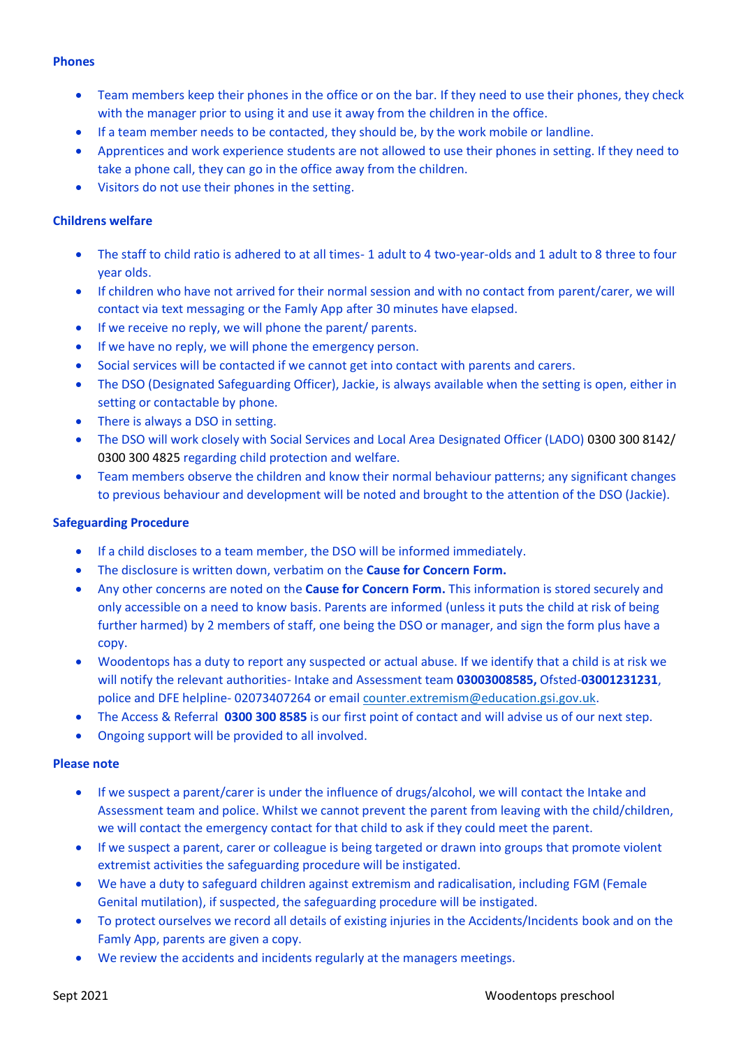**Phones**

- Team members keep their phones in the office or on the bar. If they need to use their phones, they check with the manager prior to using it and use it away from the children in the office.
- If a team member needs to be contacted, they should be, by the work mobile or landline.
- Apprentices and work experience students are not allowed to use their phones in setting. If they need to take a phone call, they can go in the office away from the children.
- Visitors do not use their phones in the setting.

**Childrens welfare**

- The staff to child ratio is adhered to at all times- 1 adult to 4 two-year-olds and 1 adult to 8 three to four year olds.
- If children who have not arrived for their normal session and with no contact from parent/carer, we will contact via text messaging or the Famly App after 30 minutes have elapsed.
- If we receive no reply, we will phone the parent/ parents.
- If we have no reply, we will phone the emergency person.
- Social services will be contacted if we cannot get into contact with parents and carers.
- The DSO (Designated Safeguarding Officer), Jackie, is always available when the setting is open, either in setting or contactable by phone.
- There is always a DSO in setting.
- The DSO will work closely with Social Services and Local Area Designated Officer (LADO) 0300 300 8142/ 0300 300 4825 regarding child protection and welfare.
- Team members observe the children and know their normal behaviour patterns; any significant changes to previous behaviour and development will be noted and brought to the attention of the DSO (Jackie).

**Safeguarding Procedure**

- If a child discloses to a team member, the DSO will be informed immediately.
- The disclosure is written down, verbatim on the **Cause for Concern Form.**
- Any other concerns are noted on the **Cause for Concern Form.** This information is stored securely and only accessible on a need to know basis. Parents are informed (unless it puts the child at risk of being further harmed) by 2 members of staff, one being the DSO or manager, and sign the form plus have a copy.
- Woodentops has a duty to report any suspected or actual abuse. If we identify that a child is at risk we will notify the relevant authorities- Intake and Assessment team **03003008585,** Ofsted-**03001231231**, police and DFE helpline- 02073407264 or email counter.extremism@education.gsi.gov.uk.
- The Access & Referral **0300 300 8585** is our first point of contact and will advise us of our next step.
- Ongoing support will be provided to all involved.

**Please note**

- If we suspect a parent/carer is under the influence of drugs/alcohol, we will contact the Intake and Assessment team and police. Whilst we cannot prevent the parent from leaving with the child/children, we will contact the emergency contact for that child to ask if they could meet the parent.
- If we suspect a parent, carer or colleague is being targeted or drawn into groups that promote violent extremist activities the safeguarding procedure will be instigated.
- We have a duty to safeguard children against extremism and radicalisation, including FGM (Female Genital mutilation), if suspected, the safeguarding procedure will be instigated.
- To protect ourselves we record all details of existing injuries in the Accidents/Incidents book and on the Famly App, parents are given a copy.
- We review the accidents and incidents regularly at the managers meetings.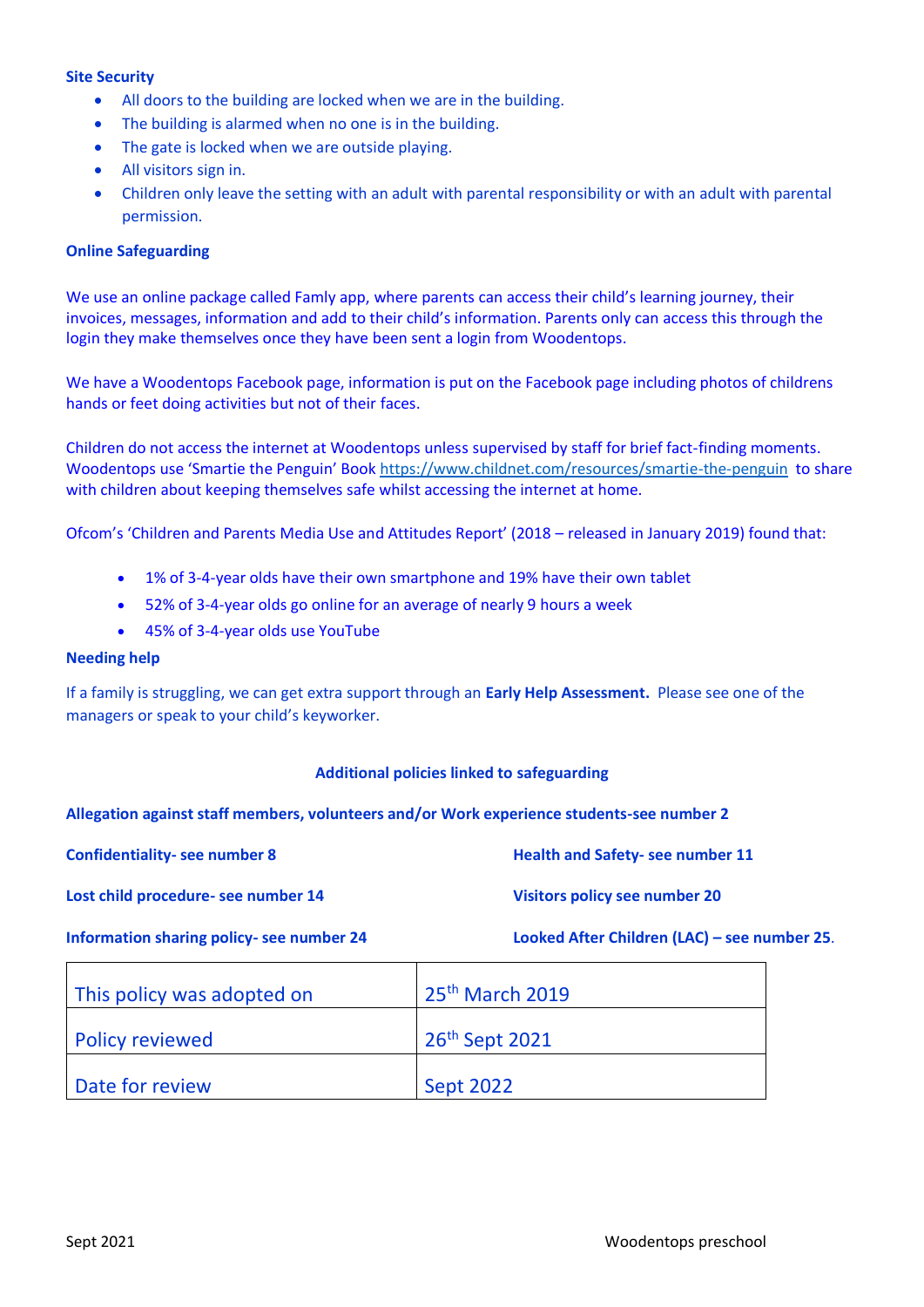**Site Security**

- All doors to the building are locked when we are in the building.
- The building is alarmed when no one is in the building.
- The gate is locked when we are outside playing.
- All visitors sign in.
- Children only leave the setting with an adult with parental responsibility or with an adult with parental permission.

**Online Safeguarding**

We use an online package called Famly app, where parents can access their child's learning journey, their invoices, messages, information and add to their child's information. Parents only can access this through the login they make themselves once they have been sent a login from Woodentops.

We have a Woodentops Facebook page, information is put on the Facebook page including photos of childrens hands or feet doing activities but not of their faces.

Children do not access the internet at Woodentops unless supervised by staff for brief fact-finding moments. Woodentops use 'Smartie the Penguin' Book https://www.childnet.com/resources/smartie-the-penguin to share with children about keeping themselves safe whilst accessing the internet at home.

Ofcom's 'Children and Parents Media Use and Attitudes Report' (2018 – released in January 2019) found that:

- 1% of 3-4-year olds have their own smartphone and 19% have their own tablet
- 52% of 3-4-year olds go online for an average of nearly 9 hours a week
- 45% of 3-4-year olds use YouTube

**Needing help**

If a family is struggling, we can get extra support through an **Early Help Assessment.** Please see one of the managers or speak to your child's keyworker.

**Additional policies linked to safeguarding**

**Allegation against staff members, volunteers and/or Work experience students-see number 2**

**Confidentiality- see number 8**

**Health and Safety- see number 11**

**Lost child procedure- see number 14**

**Visitors policy see number 20**

**Information sharing policy- see number 24**

**Looked After Children (LAC) – see number 25**.

| | |
|---|---|
| This policy was adopted on | 25th March 2019 |
| Policy reviewed | 26th Sept 2021 |
| Date for review | Sept 2022 |